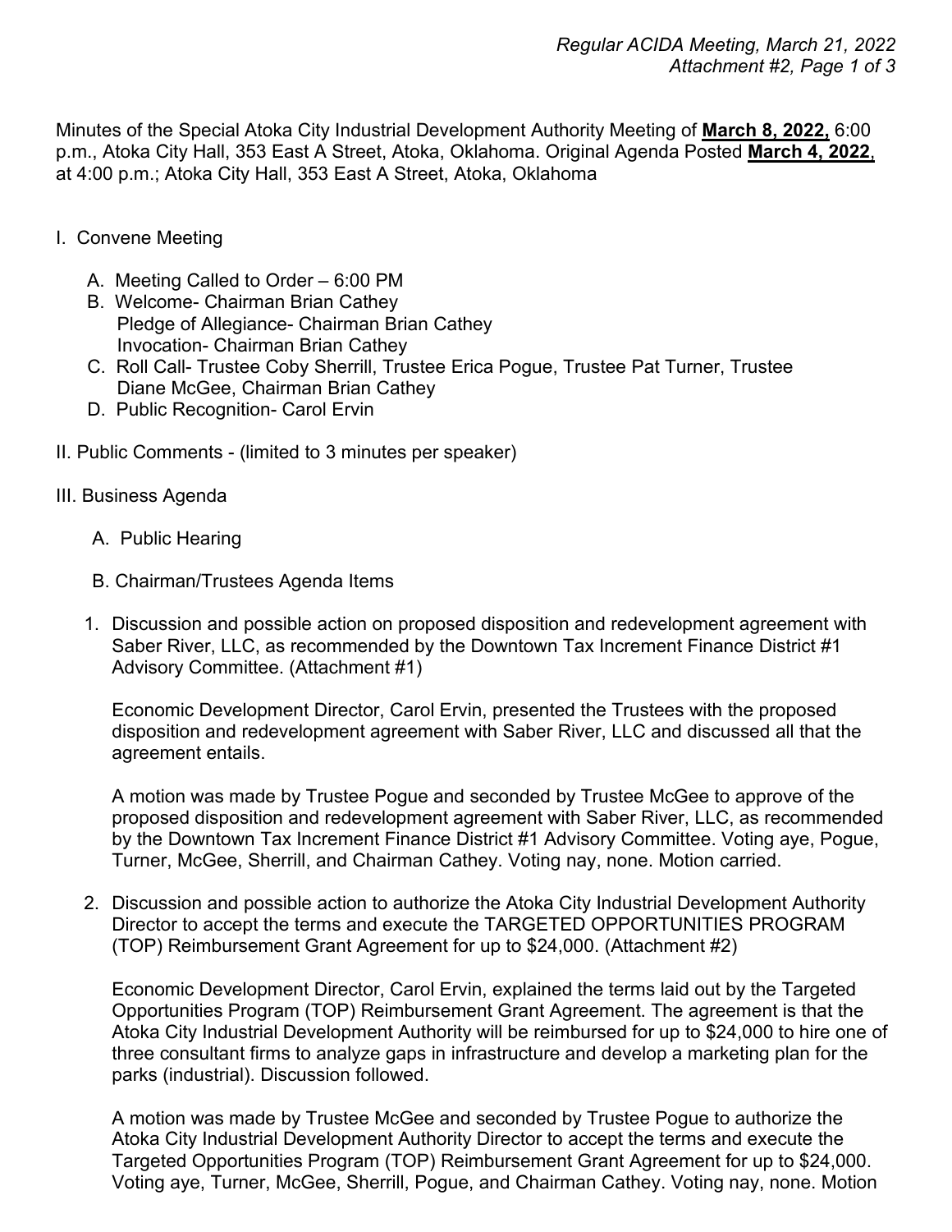Minutes of the Special Atoka City Industrial Development Authority Meeting of **March 8, 2022,** 6:00 p.m., Atoka City Hall, 353 East A Street, Atoka, Oklahoma. Original Agenda Posted **March 4, 2022**, at 4:00 p.m.; Atoka City Hall, 353 East A Street, Atoka, Oklahoma

I. Convene Meeting

   A. Meeting Called to Order – 6:00 PM
   B. Welcome- Chairman Brian Cathey
      Pledge of Allegiance- Chairman Brian Cathey
      Invocation- Chairman Brian Cathey
   C. Roll Call- Trustee Coby Sherrill, Trustee Erica Pogue, Trustee Pat Turner, Trustee Diane McGee, Chairman Brian Cathey
   D. Public Recognition- Carol Ervin

II. Public Comments - (limited to 3 minutes per speaker)

III. Business Agenda

   A. Public Hearing

   B. Chairman/Trustees Agenda Items

1. Discussion and possible action on proposed disposition and redevelopment agreement with Saber River, LLC, as recommended by the Downtown Tax Increment Finance District #1 Advisory Committee. (Attachment #1)

   Economic Development Director, Carol Ervin, presented the Trustees with the proposed disposition and redevelopment agreement with Saber River, LLC and discussed all that the agreement entails.

   A motion was made by Trustee Pogue and seconded by Trustee McGee to approve of the proposed disposition and redevelopment agreement with Saber River, LLC, as recommended by the Downtown Tax Increment Finance District #1 Advisory Committee. Voting aye, Pogue, Turner, McGee, Sherrill, and Chairman Cathey. Voting nay, none. Motion carried.

2. Discussion and possible action to authorize the Atoka City Industrial Development Authority Director to accept the terms and execute the TARGETED OPPORTUNITIES PROGRAM (TOP) Reimbursement Grant Agreement for up to $24,000. (Attachment #2)

   Economic Development Director, Carol Ervin, explained the terms laid out by the Targeted Opportunities Program (TOP) Reimbursement Grant Agreement. The agreement is that the Atoka City Industrial Development Authority will be reimbursed for up to $24,000 to hire one of three consultant firms to analyze gaps in infrastructure and develop a marketing plan for the parks (industrial). Discussion followed.

   A motion was made by Trustee McGee and seconded by Trustee Pogue to authorize the Atoka City Industrial Development Authority Director to accept the terms and execute the Targeted Opportunities Program (TOP) Reimbursement Grant Agreement for up to $24,000. Voting aye, Turner, McGee, Sherrill, Pogue, and Chairman Cathey. Voting nay, none. Motion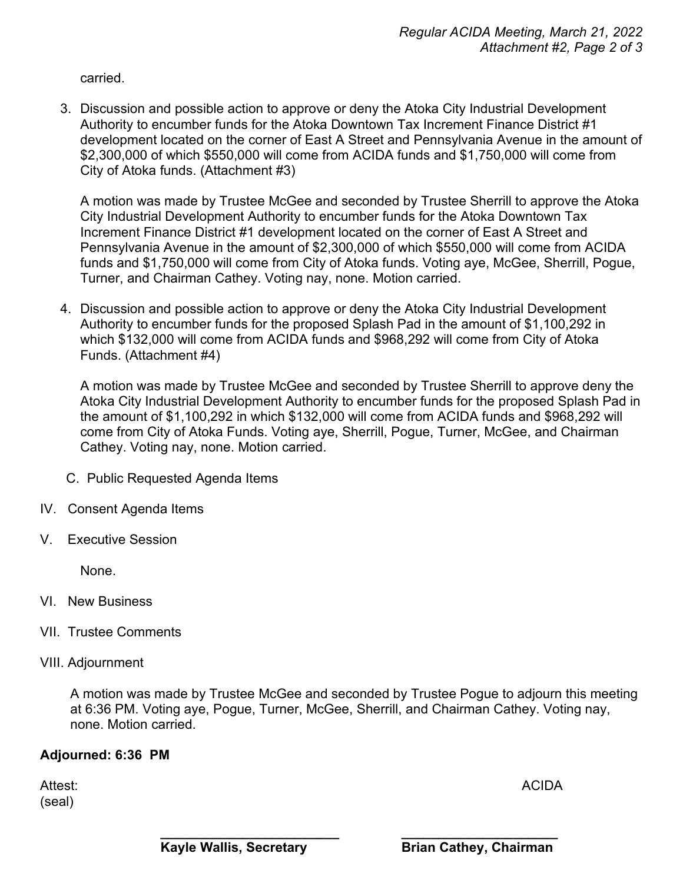carried.

3. Discussion and possible action to approve or deny the Atoka City Industrial Development Authority to encumber funds for the Atoka Downtown Tax Increment Finance District #1 development located on the corner of East A Street and Pennsylvania Avenue in the amount of $2,300,000 of which $550,000 will come from ACIDA funds and $1,750,000 will come from City of Atoka funds. (Attachment #3)

   A motion was made by Trustee McGee and seconded by Trustee Sherrill to approve the Atoka City Industrial Development Authority to encumber funds for the Atoka Downtown Tax Increment Finance District #1 development located on the corner of East A Street and Pennsylvania Avenue in the amount of $2,300,000 of which $550,000 will come from ACIDA funds and $1,750,000 will come from City of Atoka funds. Voting aye, McGee, Sherrill, Pogue, Turner, and Chairman Cathey. Voting nay, none. Motion carried.

4. Discussion and possible action to approve or deny the Atoka City Industrial Development Authority to encumber funds for the proposed Splash Pad in the amount of $1,100,292 in which $132,000 will come from ACIDA funds and $968,292 will come from City of Atoka Funds. (Attachment #4)

   A motion was made by Trustee McGee and seconded by Trustee Sherrill to approve deny the Atoka City Industrial Development Authority to encumber funds for the proposed Splash Pad in the amount of $1,100,292 in which $132,000 will come from ACIDA funds and $968,292 will come from City of Atoka Funds. Voting aye, Sherrill, Pogue, Turner, McGee, and Chairman Cathey. Voting nay, none. Motion carried.

C. Public Requested Agenda Items

IV. Consent Agenda Items

V. Executive Session

   None.

VI. New Business

VII. Trustee Comments

VIII. Adjournment

   A motion was made by Trustee McGee and seconded by Trustee Pogue to adjourn this meeting at 6:36 PM. Voting aye, Pogue, Turner, McGee, Sherrill, and Chairman Cathey. Voting nay, none. Motion carried.

**Adjourned: 6:36 PM**

Attest: ACIDA
(seal)

**Kayle Wallis, Secretary** **Brian Cathey, Chairman**